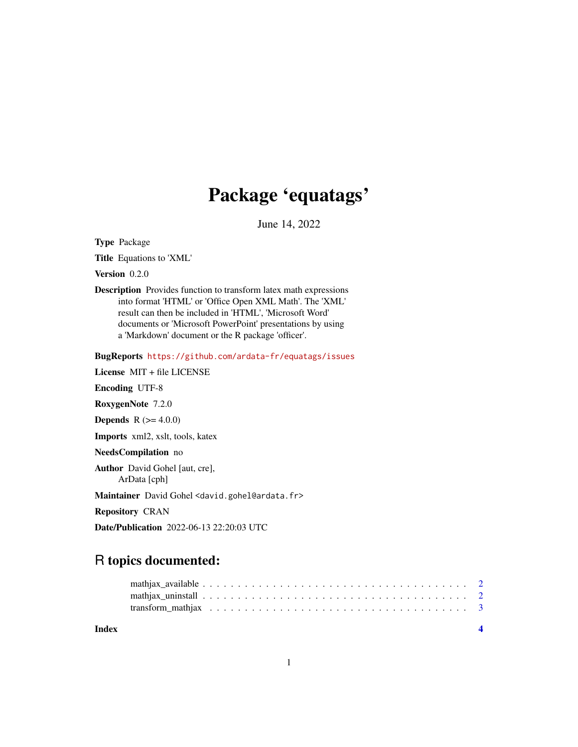# Package 'equatags'

June 14, 2022

**Type** Package

**Title** Equations to 'XML'

**Version** 0.2.0

**Description** Provides function to transform latex math expressions into format 'HTML' or 'Office Open XML Math'. The 'XML' result can then be included in 'HTML', 'Microsoft Word' documents or 'Microsoft PowerPoint' presentations by using a 'Markdown' document or the R package 'officer'.

**BugReports** https://github.com/ardata-fr/equatags/issues

**License** MIT + file LICENSE

**Encoding** UTF-8

**RoxygenNote** 7.2.0

**Depends** R (>= 4.0.0)

**Imports** xml2, xslt, tools, katex

**NeedsCompilation** no

**Author** David Gohel [aut, cre], ArData [cph]

**Maintainer** David Gohel <david.gohel@ardata.fr>

**Repository** CRAN

**Date/Publication** 2022-06-13 22:20:03 UTC

## R topics documented:

- mathjax_available . . . . . . . . . . . . . . . . . . . . . . . . . . . . . . . . . . . . . 2
- mathjax_uninstall . . . . . . . . . . . . . . . . . . . . . . . . . . . . . . . . . . . . . 2
- transform_mathjax . . . . . . . . . . . . . . . . . . . . . . . . . . . . . . . . . . . . . 3

**Index** **4**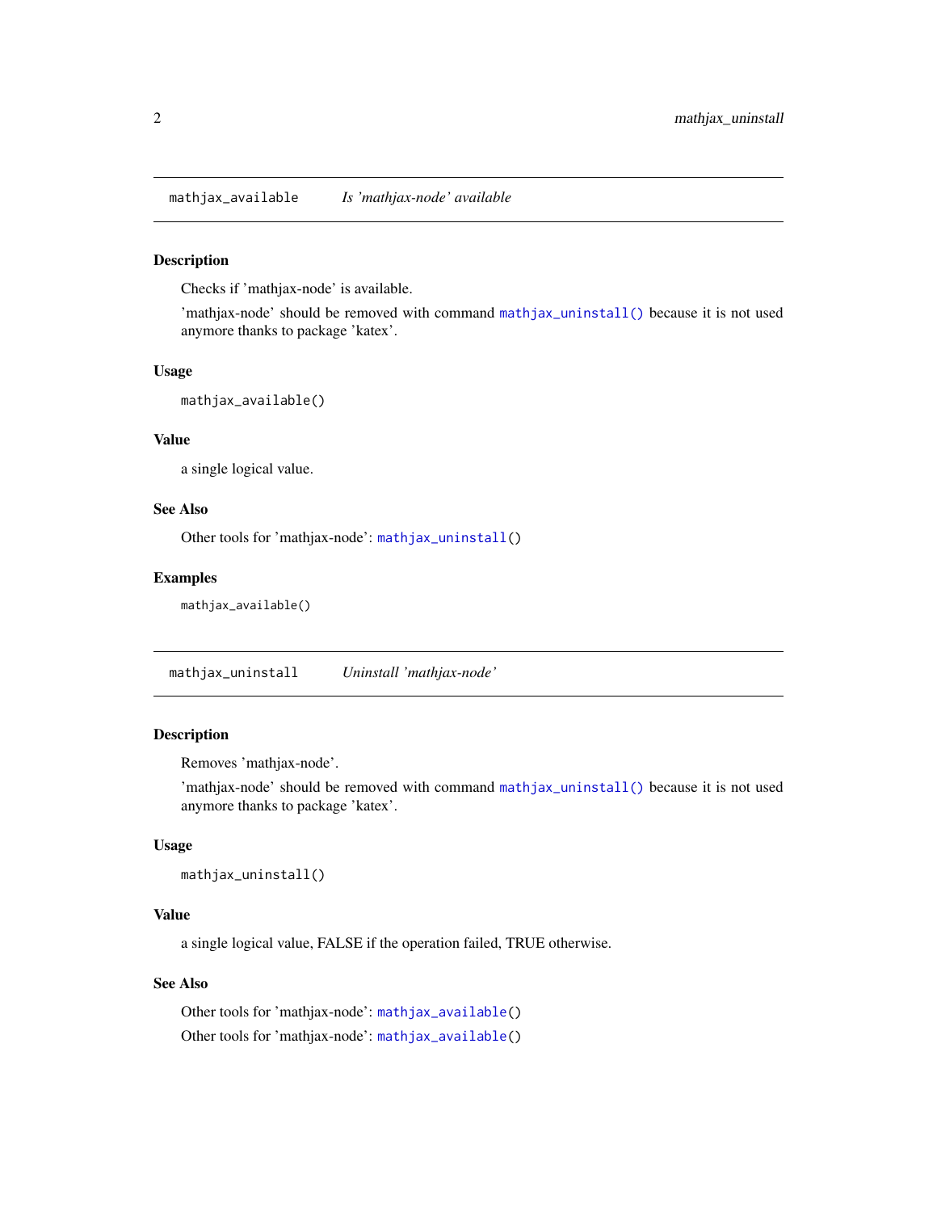## mathjax_available — *Is 'mathjax-node' available*

### Description

Checks if 'mathjax-node' is available.

'mathjax-node' should be removed with command `mathjax_uninstall()` because it is not used anymore thanks to package 'katex'.

### Usage

```
mathjax_available()
```

### Value

a single logical value.

### See Also

Other tools for 'mathjax-node': `mathjax_uninstall()`

### Examples

```
mathjax_available()
```

## mathjax_uninstall — *Uninstall 'mathjax-node'*

### Description

Removes 'mathjax-node'.

'mathjax-node' should be removed with command `mathjax_uninstall()` because it is not used anymore thanks to package 'katex'.

### Usage

```
mathjax_uninstall()
```

### Value

a single logical value, FALSE if the operation failed, TRUE otherwise.

### See Also

Other tools for 'mathjax-node': `mathjax_available()`

Other tools for 'mathjax-node': `mathjax_available()`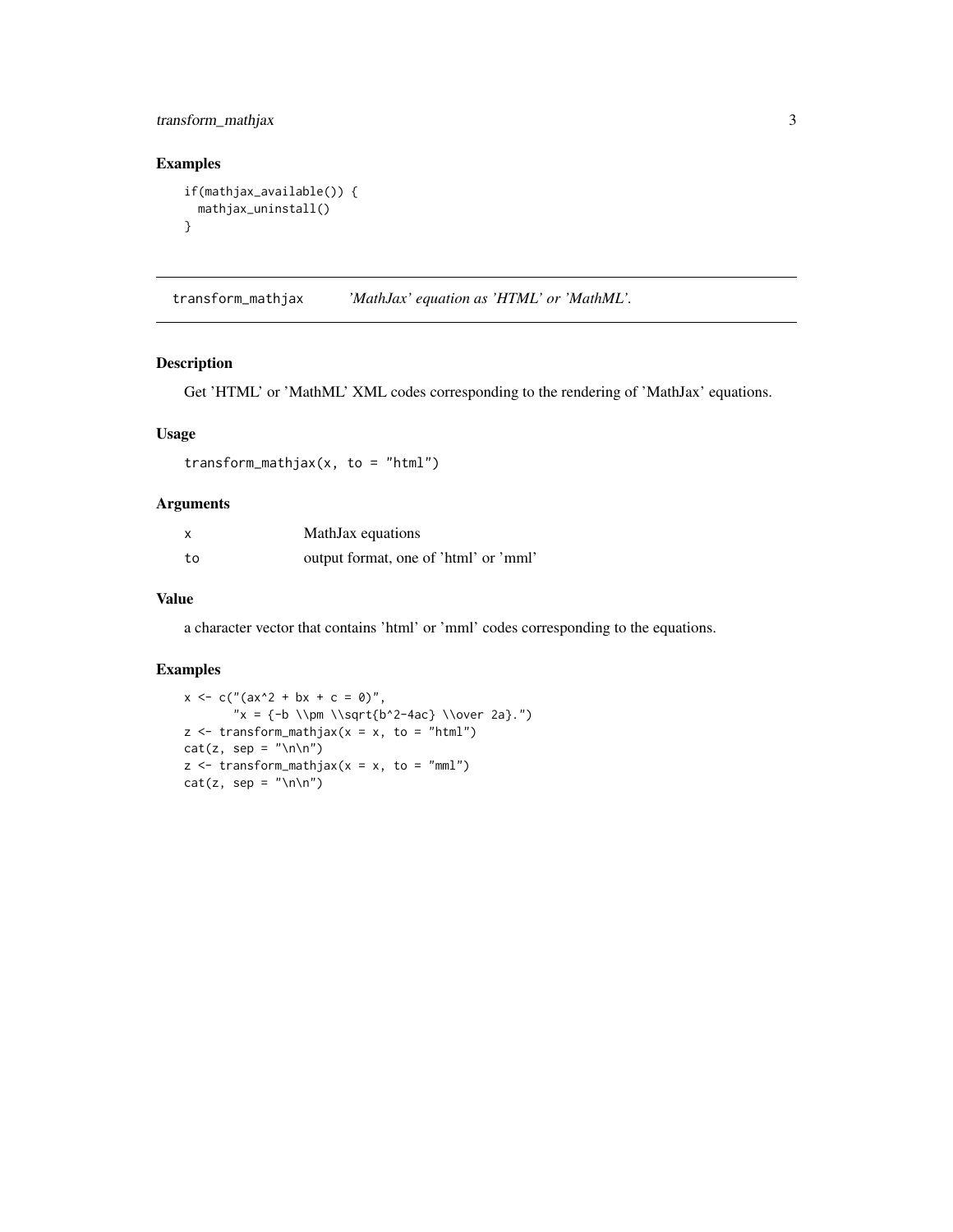## Examples

```
if(mathjax_available()) {
  mathjax_uninstall()
}
```

---

# transform_mathjax *'MathJax' equation as 'HTML' or 'MathML'.*

---

## Description

Get 'HTML' or 'MathML' XML codes corresponding to the rendering of 'MathJax' equations.

## Usage

```
transform_mathjax(x, to = "html")
```

## Arguments

| | |
|---|---|
| `x` | MathJax equations |
| `to` | output format, one of 'html' or 'mml' |

## Value

a character vector that contains 'html' or 'mml' codes corresponding to the equations.

## Examples

```
x <- c("(ax^2 + bx + c = 0)",
       "x = {-b \\pm \\sqrt{b^2-4ac} \\over 2a}.")
z <- transform_mathjax(x = x, to = "html")
cat(z, sep = "\n\n")
z <- transform_mathjax(x = x, to = "mml")
cat(z, sep = "\n\n")
```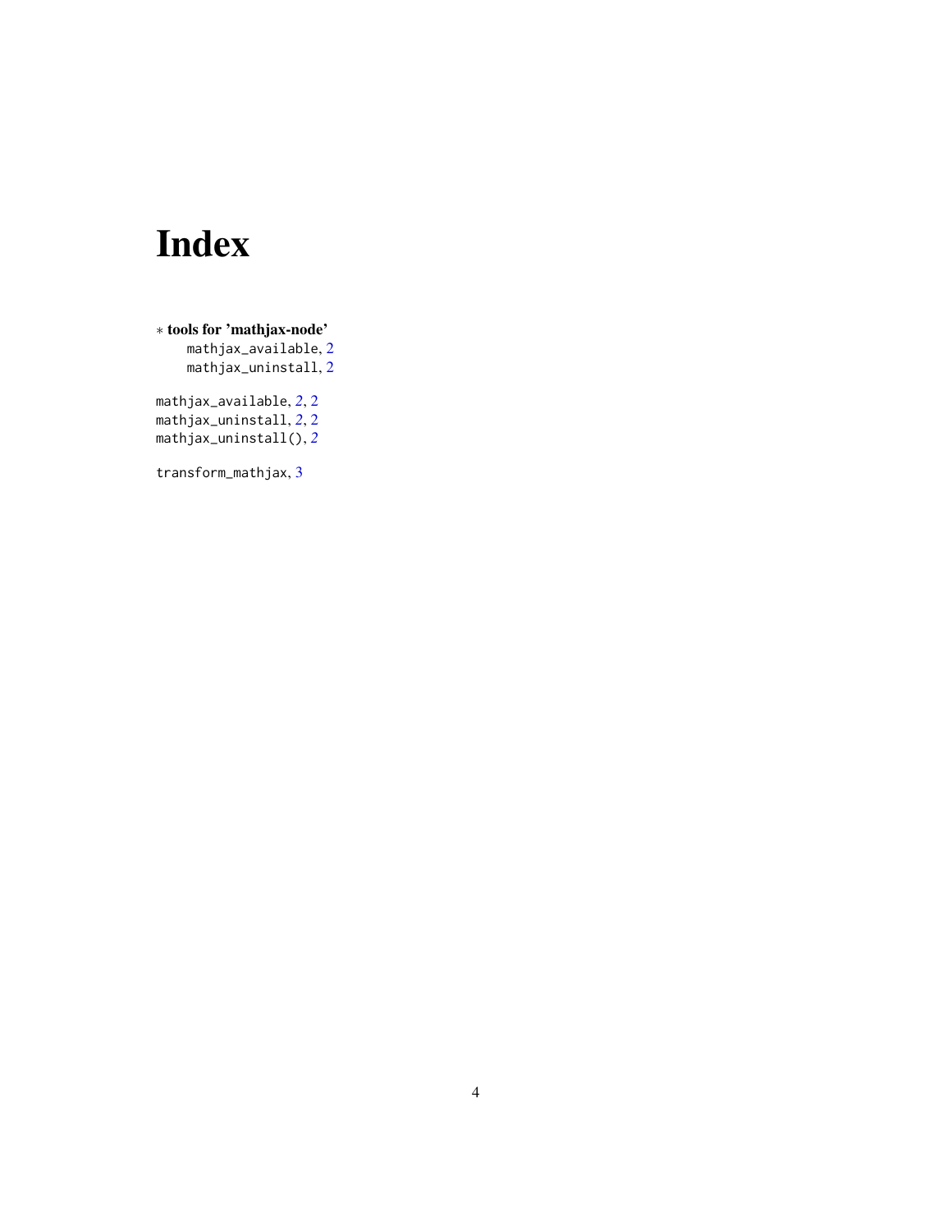# Index

∗ **tools for 'mathjax-node'**
    mathjax_available, 2
    mathjax_uninstall, 2

mathjax_available, *2*, 2
mathjax_uninstall, *2*, 2
mathjax_uninstall(), *2*

transform_mathjax, 3